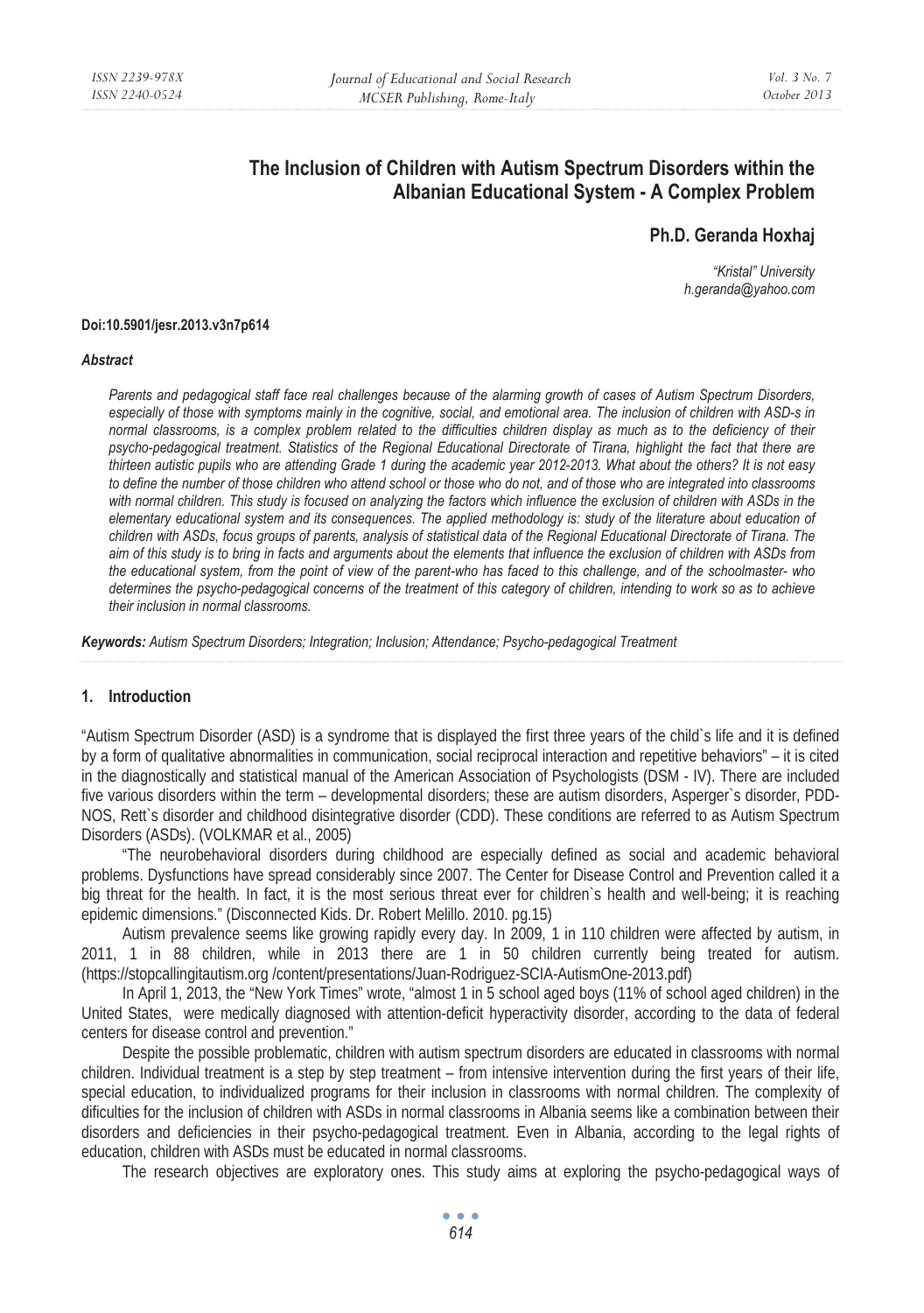# The Inclusion of Children with Autism Spectrum Disorders within the Albanian Educational System - A Complex Problem

**Ph.D. Geranda Hoxhaj**

*"Kristal" University*
*h.geranda@yahoo.com*

**Doi:10.5901/jesr.2013.v3n7p614**

***Abstract***

*Parents and pedagogical staff face real challenges because of the alarming growth of cases of Autism Spectrum Disorders, especially of those with symptoms mainly in the cognitive, social, and emotional area. The inclusion of children with ASD-s in normal classrooms, is a complex problem related to the difficulties children display as much as to the deficiency of their psycho-pedagogical treatment. Statistics of the Regional Educational Directorate of Tirana, highlight the fact that there are thirteen autistic pupils who are attending Grade 1 during the academic year 2012-2013. What about the others? It is not easy to define the number of those children who attend school or those who do not, and of those who are integrated into classrooms with normal children. This study is focused on analyzing the factors which influence the exclusion of children with ASDs in the elementary educational system and its consequences. The applied methodology is: study of the literature about education of children with ASDs, focus groups of parents, analysis of statistical data of the Regional Educational Directorate of Tirana. The aim of this study is to bring in facts and arguments about the elements that influence the exclusion of children with ASDs from the educational system, from the point of view of the parent-who has faced to this challenge, and of the schoolmaster- who determines the psycho-pedagogical concerns of the treatment of this category of children, intending to work so as to achieve their inclusion in normal classrooms.*

***Keywords:*** *Autism Spectrum Disorders; Integration; Inclusion; Attendance; Psycho-pedagogical Treatment*

## 1. Introduction

"Autism Spectrum Disorder (ASD) is a syndrome that is displayed the first three years of the child`s life and it is defined by a form of qualitative abnormalities in communication, social reciprocal interaction and repetitive behaviors" – it is cited in the diagnostically and statistical manual of the American Association of Psychologists (DSM - IV). There are included five various disorders within the term – developmental disorders; these are autism disorders, Asperger`s disorder, PDD-NOS, Rett`s disorder and childhood disintegrative disorder (CDD). These conditions are referred to as Autism Spectrum Disorders (ASDs). (VOLKMAR et al., 2005)

"The neurobehavioral disorders during childhood are especially defined as social and academic behavioral problems. Dysfunctions have spread considerably since 2007. The Center for Disease Control and Prevention called it a big threat for the health. In fact, it is the most serious threat ever for children`s health and well-being; it is reaching epidemic dimensions." (Disconnected Kids. Dr. Robert Melillo. 2010. pg.15)

Autism prevalence seems like growing rapidly every day. In 2009, 1 in 110 children were affected by autism, in 2011, 1 in 88 children, while in 2013 there are 1 in 50 children currently being treated for autism. (https://stopcallingitautism.org /content/presentations/Juan-Rodriguez-SCIA-AutismOne-2013.pdf)

In April 1, 2013, the "New York Times" wrote, "almost 1 in 5 school aged boys (11% of school aged children) in the United States, were medically diagnosed with attention-deficit hyperactivity disorder, according to the data of federal centers for disease control and prevention."

Despite the possible problematic, children with autism spectrum disorders are educated in classrooms with normal children. Individual treatment is a step by step treatment – from intensive intervention during the first years of their life, special education, to individualized programs for their inclusion in classrooms with normal children. The complexity of dificulties for the inclusion of children with ASDs in normal classrooms in Albania seems like a combination between their disorders and deficiencies in their psycho-pedagogical treatment. Even in Albania, according to the legal rights of education, children with ASDs must be educated in normal classrooms.

The research objectives are exploratory ones. This study aims at exploring the psycho-pedagogical ways of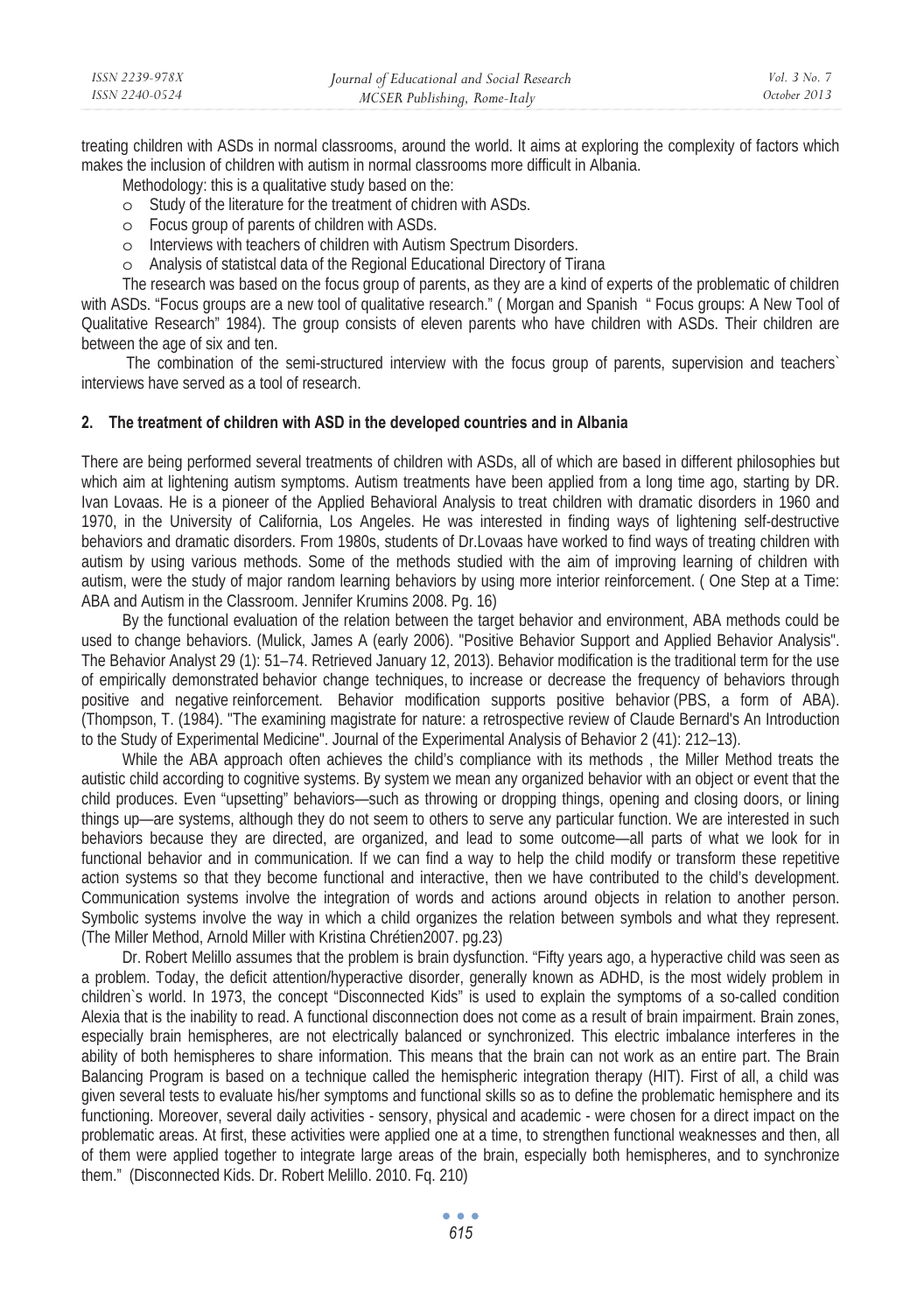treating children with ASDs in normal classrooms, around the world. It aims at exploring the complexity of factors which makes the inclusion of children with autism in normal classrooms more difficult in Albania.

Methodology: this is a qualitative study based on the:

- Study of the literature for the treatment of chidren with ASDs.
- Focus group of parents of children with ASDs.
- Interviews with teachers of children with Autism Spectrum Disorders.
- Analysis of statistcal data of the Regional Educational Directory of Tirana

The research was based on the focus group of parents, as they are a kind of experts of the problematic of children with ASDs. "Focus groups are a new tool of qualitative research." ( Morgan and Spanish " Focus groups: A New Tool of Qualitative Research" 1984). The group consists of eleven parents who have children with ASDs. Their children are between the age of six and ten.

The combination of the semi-structured interview with the focus group of parents, supervision and teachers` interviews have served as a tool of research.

## 2. The treatment of children with ASD in the developed countries and in Albania

There are being performed several treatments of children with ASDs, all of which are based in different philosophies but which aim at lightening autism symptoms. Autism treatments have been applied from a long time ago, starting by DR. Ivan Lovaas. He is a pioneer of the Applied Behavioral Analysis to treat children with dramatic disorders in 1960 and 1970, in the University of California, Los Angeles. He was interested in finding ways of lightening self-destructive behaviors and dramatic disorders. From 1980s, students of Dr.Lovaas have worked to find ways of treating children with autism by using various methods. Some of the methods studied with the aim of improving learning of children with autism, were the study of major random learning behaviors by using more interior reinforcement. ( One Step at a Time: ABA and Autism in the Classroom. Jennifer Krumins 2008. Pg. 16)

By the functional evaluation of the relation between the target behavior and environment, ABA methods could be used to change behaviors. (Mulick, James A (early 2006). "Positive Behavior Support and Applied Behavior Analysis". The Behavior Analyst 29 (1): 51–74. Retrieved January 12, 2013). Behavior modification is the traditional term for the use of empirically demonstrated behavior change techniques, to increase or decrease the frequency of behaviors through positive and negative reinforcement. Behavior modification supports positive behavior (PBS, a form of ABA). (Thompson, T. (1984). "The examining magistrate for nature: a retrospective review of Claude Bernard's An Introduction to the Study of Experimental Medicine". Journal of the Experimental Analysis of Behavior 2 (41): 212–13).

While the ABA approach often achieves the child's compliance with its methods , the Miller Method treats the autistic child according to cognitive systems. By system we mean any organized behavior with an object or event that the child produces. Even "upsetting" behaviors—such as throwing or dropping things, opening and closing doors, or lining things up—are systems, although they do not seem to others to serve any particular function. We are interested in such behaviors because they are directed, are organized, and lead to some outcome—all parts of what we look for in functional behavior and in communication. If we can find a way to help the child modify or transform these repetitive action systems so that they become functional and interactive, then we have contributed to the child's development. Communication systems involve the integration of words and actions around objects in relation to another person. Symbolic systems involve the way in which a child organizes the relation between symbols and what they represent. (The Miller Method, Arnold Miller with Kristina Chrétien2007. pg.23)

Dr. Robert Melillo assumes that the problem is brain dysfunction. "Fifty years ago, a hyperactive child was seen as a problem. Today, the deficit attention/hyperactive disorder, generally known as ADHD, is the most widely problem in children`s world. In 1973, the concept "Disconnected Kids" is used to explain the symptoms of a so-called condition Alexia that is the inability to read. A functional disconnection does not come as a result of brain impairment. Brain zones, especially brain hemispheres, are not electrically balanced or synchronized. This electric imbalance interferes in the ability of both hemispheres to share information. This means that the brain can not work as an entire part. The Brain Balancing Program is based on a technique called the hemispheric integration therapy (HIT). First of all, a child was given several tests to evaluate his/her symptoms and functional skills so as to define the problematic hemisphere and its functioning. Moreover, several daily activities - sensory, physical and academic - were chosen for a direct impact on the problematic areas. At first, these activities were applied one at a time, to strengthen functional weaknesses and then, all of them were applied together to integrate large areas of the brain, especially both hemispheres, and to synchronize them." (Disconnected Kids. Dr. Robert Melillo. 2010. Fq. 210)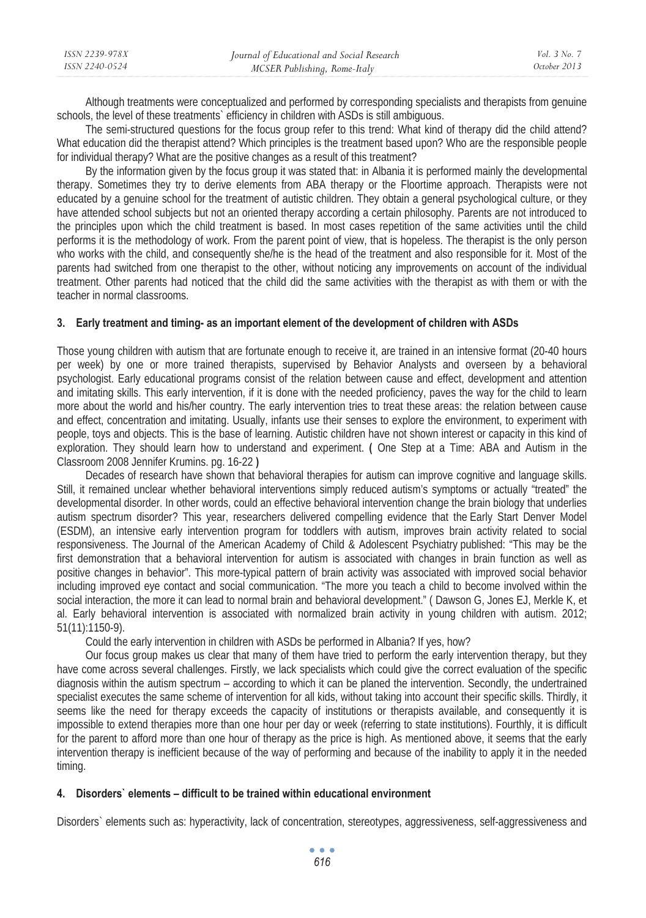Although treatments were conceptualized and performed by corresponding specialists and therapists from genuine schools, the level of these treatments` efficiency in children with ASDs is still ambiguous.

The semi-structured questions for the focus group refer to this trend: What kind of therapy did the child attend? What education did the therapist attend? Which principles is the treatment based upon? Who are the responsible people for individual therapy? What are the positive changes as a result of this treatment?

By the information given by the focus group it was stated that: in Albania it is performed mainly the developmental therapy. Sometimes they try to derive elements from ABA therapy or the Floortime approach. Therapists were not educated by a genuine school for the treatment of autistic children. They obtain a general psychological culture, or they have attended school subjects but not an oriented therapy according a certain philosophy. Parents are not introduced to the principles upon which the child treatment is based. In most cases repetition of the same activities until the child performs it is the methodology of work. From the parent point of view, that is hopeless. The therapist is the only person who works with the child, and consequently she/he is the head of the treatment and also responsible for it. Most of the parents had switched from one therapist to the other, without noticing any improvements on account of the individual treatment. Other parents had noticed that the child did the same activities with the therapist as with them or with the teacher in normal classrooms.

## 3. Early treatment and timing- as an important element of the development of children with ASDs

Those young children with autism that are fortunate enough to receive it, are trained in an intensive format (20-40 hours per week) by one or more trained therapists, supervised by Behavior Analysts and overseen by a behavioral psychologist. Early educational programs consist of the relation between cause and effect, development and attention and imitating skills. This early intervention, if it is done with the needed proficiency, paves the way for the child to learn more about the world and his/her country. The early intervention tries to treat these areas: the relation between cause and effect, concentration and imitating. Usually, infants use their senses to explore the environment, to experiment with people, toys and objects. This is the base of learning. Autistic children have not shown interest or capacity in this kind of exploration. They should learn how to understand and experiment. **(** One Step at a Time: ABA and Autism in the Classroom 2008 Jennifer Krumins. pg. 16-22 **)**

Decades of research have shown that behavioral therapies for autism can improve cognitive and language skills. Still, it remained unclear whether behavioral interventions simply reduced autism's symptoms or actually "treated" the developmental disorder. In other words, could an effective behavioral intervention change the brain biology that underlies autism spectrum disorder? This year, researchers delivered compelling evidence that the Early Start Denver Model (ESDM), an intensive early intervention program for toddlers with autism, improves brain activity related to social responsiveness. The Journal of the American Academy of Child & Adolescent Psychiatry published: "This may be the first demonstration that a behavioral intervention for autism is associated with changes in brain function as well as positive changes in behavior". This more-typical pattern of brain activity was associated with improved social behavior including improved eye contact and social communication. "The more you teach a child to become involved within the social interaction, the more it can lead to normal brain and behavioral development." ( Dawson G, Jones EJ, Merkle K, et al. Early behavioral intervention is associated with normalized brain activity in young children with autism. 2012; 51(11):1150-9).

Could the early intervention in children with ASDs be performed in Albania? If yes, how?

Our focus group makes us clear that many of them have tried to perform the early intervention therapy, but they have come across several challenges. Firstly, we lack specialists which could give the correct evaluation of the specific diagnosis within the autism spectrum – according to which it can be planed the intervention. Secondly, the undertrained specialist executes the same scheme of intervention for all kids, without taking into account their specific skills. Thirdly, it seems like the need for therapy exceeds the capacity of institutions or therapists available, and consequently it is impossible to extend therapies more than one hour per day or week (referring to state institutions). Fourthly, it is difficult for the parent to afford more than one hour of therapy as the price is high. As mentioned above, it seems that the early intervention therapy is inefficient because of the way of performing and because of the inability to apply it in the needed timing.

## 4. Disorders` elements – difficult to be trained within educational environment

Disorders` elements such as: hyperactivity, lack of concentration, stereotypes, aggressiveness, self-aggressiveness and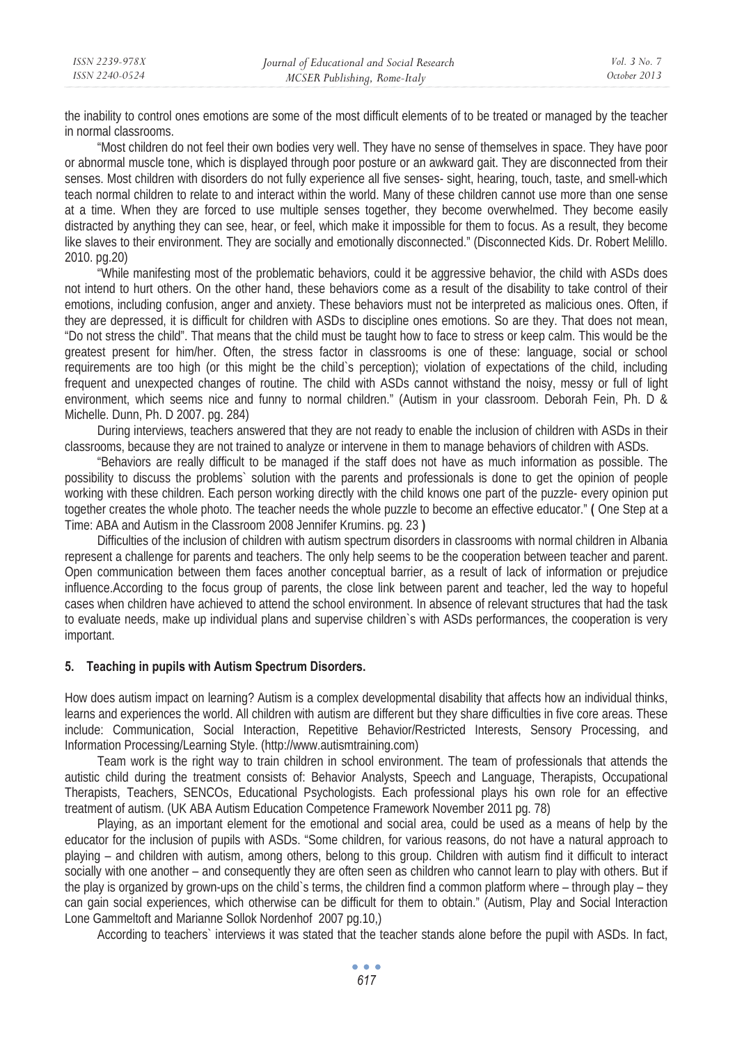the inability to control ones emotions are some of the most difficult elements of to be treated or managed by the teacher in normal classrooms.

"Most children do not feel their own bodies very well. They have no sense of themselves in space. They have poor or abnormal muscle tone, which is displayed through poor posture or an awkward gait. They are disconnected from their senses. Most children with disorders do not fully experience all five senses- sight, hearing, touch, taste, and smell-which teach normal children to relate to and interact within the world. Many of these children cannot use more than one sense at a time. When they are forced to use multiple senses together, they become overwhelmed. They become easily distracted by anything they can see, hear, or feel, which make it impossible for them to focus. As a result, they become like slaves to their environment. They are socially and emotionally disconnected." (Disconnected Kids. Dr. Robert Melillo. 2010. pg.20)

"While manifesting most of the problematic behaviors, could it be aggressive behavior, the child with ASDs does not intend to hurt others. On the other hand, these behaviors come as a result of the disability to take control of their emotions, including confusion, anger and anxiety. These behaviors must not be interpreted as malicious ones. Often, if they are depressed, it is difficult for children with ASDs to discipline ones emotions. So are they. That does not mean, "Do not stress the child". That means that the child must be taught how to face to stress or keep calm. This would be the greatest present for him/her. Often, the stress factor in classrooms is one of these: language, social or school requirements are too high (or this might be the child`s perception); violation of expectations of the child, including frequent and unexpected changes of routine. The child with ASDs cannot withstand the noisy, messy or full of light environment, which seems nice and funny to normal children." (Autism in your classroom. Deborah Fein, Ph. D & Michelle. Dunn, Ph. D 2007. pg. 284)

During interviews, teachers answered that they are not ready to enable the inclusion of children with ASDs in their classrooms, because they are not trained to analyze or intervene in them to manage behaviors of children with ASDs.

"Behaviors are really difficult to be managed if the staff does not have as much information as possible. The possibility to discuss the problems` solution with the parents and professionals is done to get the opinion of people working with these children. Each person working directly with the child knows one part of the puzzle- every opinion put together creates the whole photo. The teacher needs the whole puzzle to become an effective educator." **(** One Step at a Time: ABA and Autism in the Classroom 2008 Jennifer Krumins. pg. 23 **)**

Difficulties of the inclusion of children with autism spectrum disorders in classrooms with normal children in Albania represent a challenge for parents and teachers. The only help seems to be the cooperation between teacher and parent. Open communication between them faces another conceptual barrier, as a result of lack of information or prejudice influence.According to the focus group of parents, the close link between parent and teacher, led the way to hopeful cases when children have achieved to attend the school environment. In absence of relevant structures that had the task to evaluate needs, make up individual plans and supervise children`s with ASDs performances, the cooperation is very important.

## 5. Teaching in pupils with Autism Spectrum Disorders.

How does autism impact on learning? Autism is a complex developmental disability that affects how an individual thinks, learns and experiences the world. All children with autism are different but they share difficulties in five core areas. These include: Communication, Social Interaction, Repetitive Behavior/Restricted Interests, Sensory Processing, and Information Processing/Learning Style. (http://www.autismtraining.com)

Team work is the right way to train children in school environment. The team of professionals that attends the autistic child during the treatment consists of: Behavior Analysts, Speech and Language, Therapists, Occupational Therapists, Teachers, SENCOs, Educational Psychologists. Each professional plays his own role for an effective treatment of autism. (UK ABA Autism Education Competence Framework November 2011 pg. 78)

Playing, as an important element for the emotional and social area, could be used as a means of help by the educator for the inclusion of pupils with ASDs. "Some children, for various reasons, do not have a natural approach to playing – and children with autism, among others, belong to this group. Children with autism find it difficult to interact socially with one another – and consequently they are often seen as children who cannot learn to play with others. But if the play is organized by grown-ups on the child`s terms, the children find a common platform where – through play – they can gain social experiences, which otherwise can be difficult for them to obtain." (Autism, Play and Social Interaction Lone Gammeltoft and Marianne Sollok Nordenhof 2007 pg.10,)

According to teachers` interviews it was stated that the teacher stands alone before the pupil with ASDs. In fact,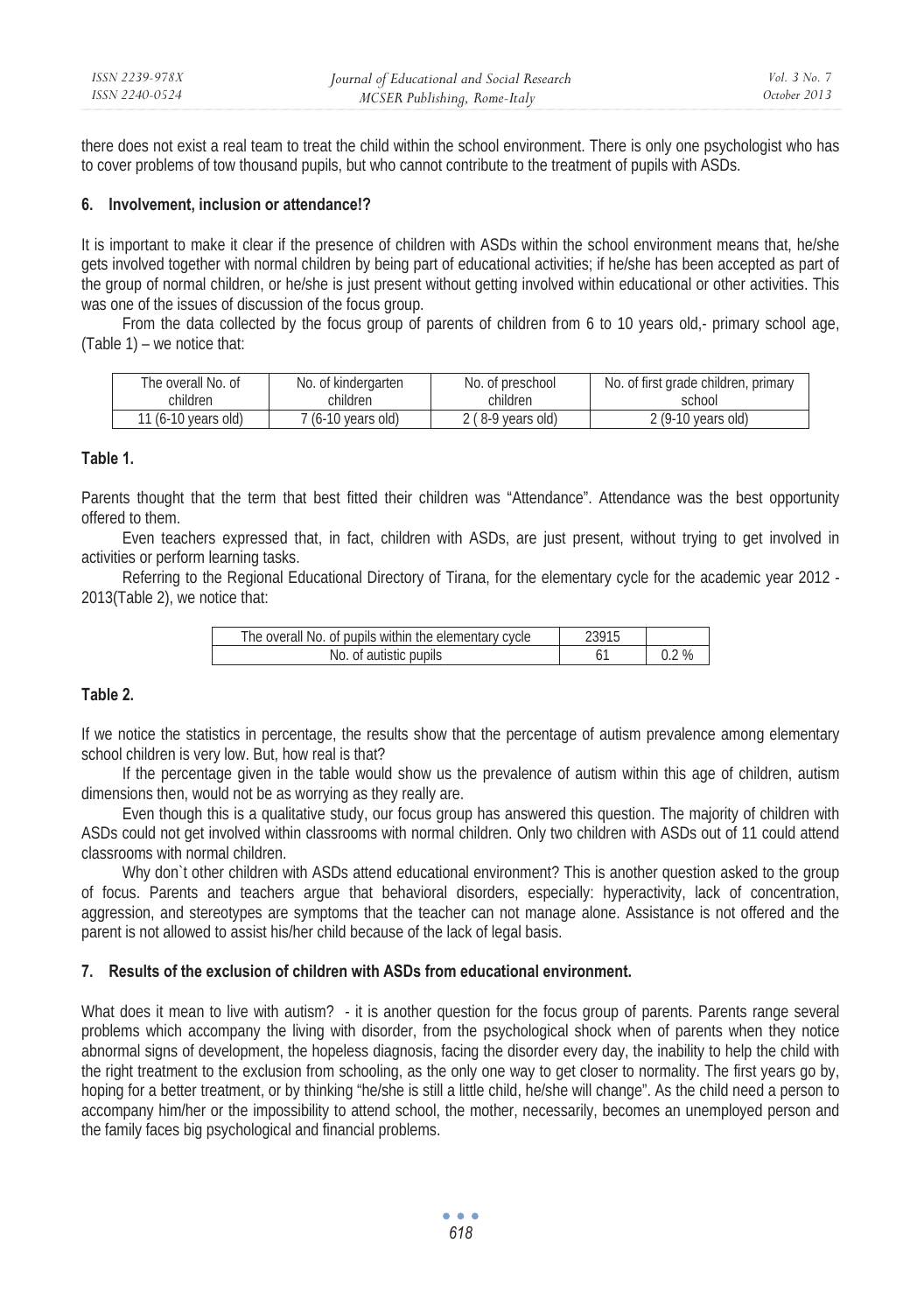there does not exist a real team to treat the child within the school environment. There is only one psychologist who has to cover problems of tow thousand pupils, but who cannot contribute to the treatment of pupils with ASDs.

## 6. Involvement, inclusion or attendance!?

It is important to make it clear if the presence of children with ASDs within the school environment means that, he/she gets involved together with normal children by being part of educational activities; if he/she has been accepted as part of the group of normal children, or he/she is just present without getting involved within educational or other activities. This was one of the issues of discussion of the focus group.

From the data collected by the focus group of parents of children from 6 to 10 years old,- primary school age, (Table 1) – we notice that:

| The overall No. of children | No. of kindergarten children | No. of preschool children | No. of first grade children, primary school |
|---|---|---|---|
| 11 (6-10 years old) | 7 (6-10 years old) | 2 ( 8-9 years old) | 2 (9-10 years old) |

**Table 1.**

Parents thought that the term that best fitted their children was "Attendance". Attendance was the best opportunity offered to them.

Even teachers expressed that, in fact, children with ASDs, are just present, without trying to get involved in activities or perform learning tasks.

Referring to the Regional Educational Directory of Tirana, for the elementary cycle for the academic year 2012 - 2013(Table 2), we notice that:

| | | |
|---|---|---|
| The overall No. of pupils within the elementary cycle | 23915 | |
| No. of autistic pupils | 61 | 0.2 % |

**Table 2.**

If we notice the statistics in percentage, the results show that the percentage of autism prevalence among elementary school children is very low. But, how real is that?

If the percentage given in the table would show us the prevalence of autism within this age of children, autism dimensions then, would not be as worrying as they really are.

Even though this is a qualitative study, our focus group has answered this question. The majority of children with ASDs could not get involved within classrooms with normal children. Only two children with ASDs out of 11 could attend classrooms with normal children.

Why don`t other children with ASDs attend educational environment? This is another question asked to the group of focus. Parents and teachers argue that behavioral disorders, especially: hyperactivity, lack of concentration, aggression, and stereotypes are symptoms that the teacher can not manage alone. Assistance is not offered and the parent is not allowed to assist his/her child because of the lack of legal basis.

## 7. Results of the exclusion of children with ASDs from educational environment.

What does it mean to live with autism? - it is another question for the focus group of parents. Parents range several problems which accompany the living with disorder, from the psychological shock when of parents when they notice abnormal signs of development, the hopeless diagnosis, facing the disorder every day, the inability to help the child with the right treatment to the exclusion from schooling, as the only one way to get closer to normality. The first years go by, hoping for a better treatment, or by thinking "he/she is still a little child, he/she will change". As the child need a person to accompany him/her or the impossibility to attend school, the mother, necessarily, becomes an unemployed person and the family faces big psychological and financial problems.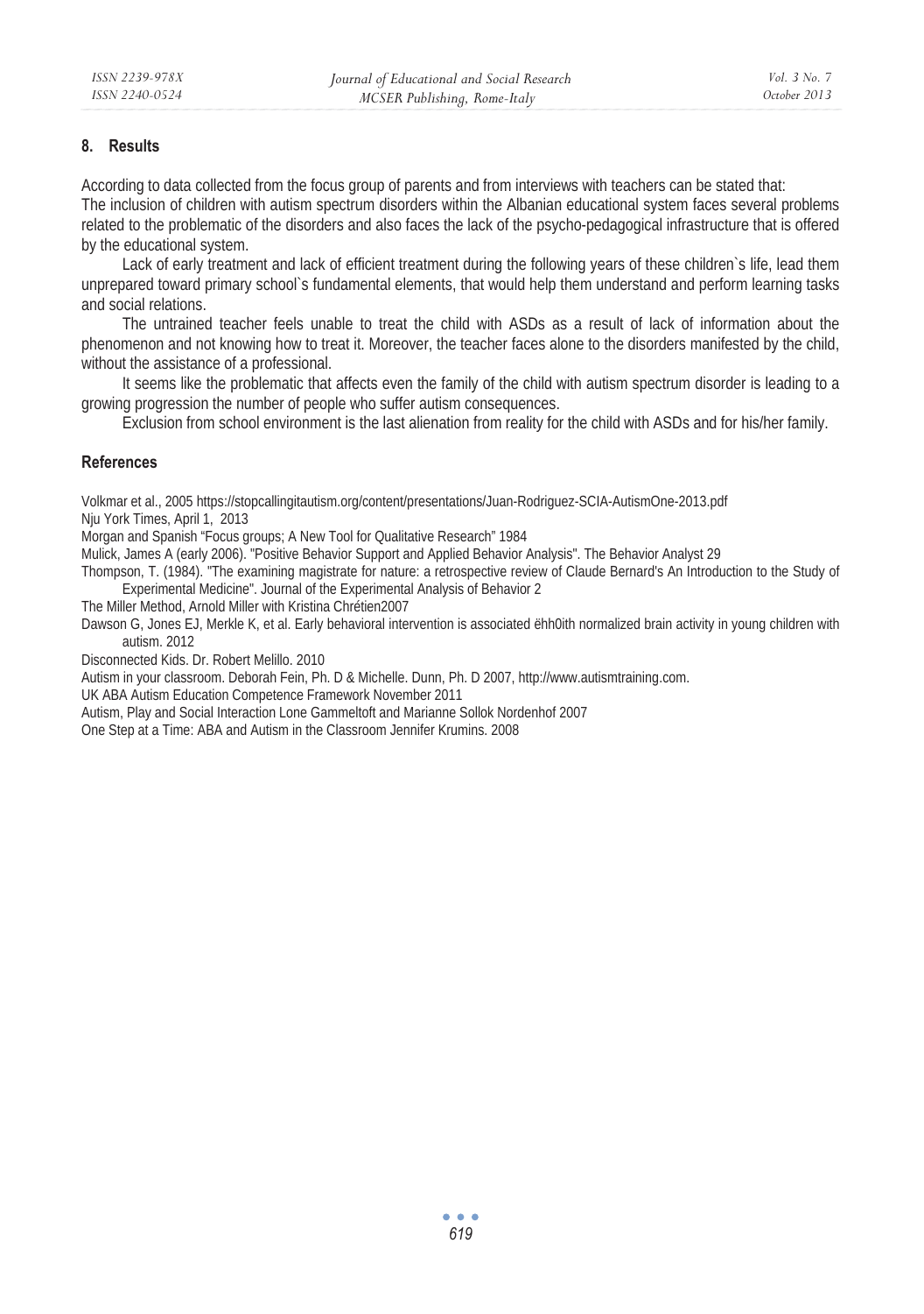## 8. Results

According to data collected from the focus group of parents and from interviews with teachers can be stated that:
The inclusion of children with autism spectrum disorders within the Albanian educational system faces several problems related to the problematic of the disorders and also faces the lack of the psycho-pedagogical infrastructure that is offered by the educational system.

Lack of early treatment and lack of efficient treatment during the following years of these children`s life, lead them unprepared toward primary school`s fundamental elements, that would help them understand and perform learning tasks and social relations.

The untrained teacher feels unable to treat the child with ASDs as a result of lack of information about the phenomenon and not knowing how to treat it. Moreover, the teacher faces alone to the disorders manifested by the child, without the assistance of a professional.

It seems like the problematic that affects even the family of the child with autism spectrum disorder is leading to a growing progression the number of people who suffer autism consequences.

Exclusion from school environment is the last alienation from reality for the child with ASDs and for his/her family.

## References

Volkmar et al., 2005 https://stopcallingitautism.org/content/presentations/Juan-Rodriguez-SCIA-AutismOne-2013.pdf

Nju York Times, April 1, 2013

Morgan and Spanish "Focus groups; A New Tool for Qualitative Research" 1984

Mulick, James A (early 2006). "Positive Behavior Support and Applied Behavior Analysis". The Behavior Analyst 29

Thompson, T. (1984). "The examining magistrate for nature: a retrospective review of Claude Bernard's An Introduction to the Study of Experimental Medicine". Journal of the Experimental Analysis of Behavior 2

The Miller Method, Arnold Miller with Kristina Chrétien2007

Dawson G, Jones EJ, Merkle K, et al. Early behavioral intervention is associated ëhh0ith normalized brain activity in young children with autism. 2012

Disconnected Kids. Dr. Robert Melillo. 2010

Autism in your classroom. Deborah Fein, Ph. D & Michelle. Dunn, Ph. D 2007, http://www.autismtraining.com.

UK ABA Autism Education Competence Framework November 2011

Autism, Play and Social Interaction Lone Gammeltoft and Marianne Sollok Nordenhof 2007

One Step at a Time: ABA and Autism in the Classroom Jennifer Krumins. 2008